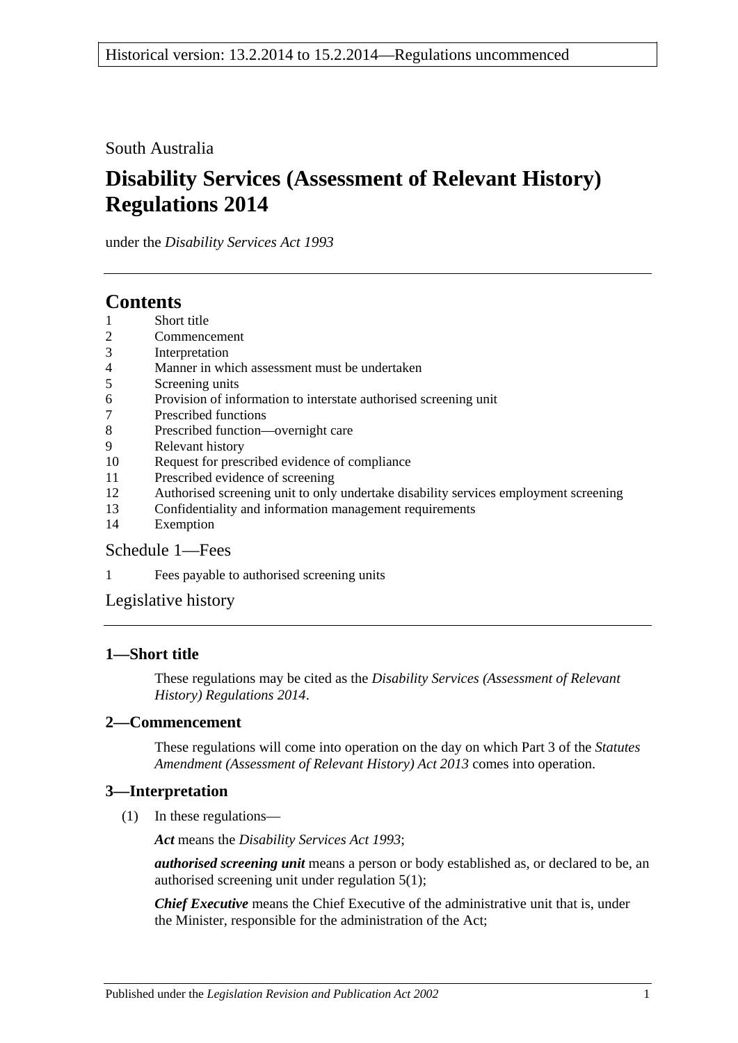Historical version: 13.2.2014 to 15.2.2014—Regulations uncommenced

South Australia

# Disability Services (Assessment of Relevant History) Regulations 2014

under the *Disability Services Act 1993*

## Contents

1 Short title
2 Commencement
3 Interpretation
4 Manner in which assessment must be undertaken
5 Screening units
6 Provision of information to interstate authorised screening unit
7 Prescribed functions
8 Prescribed function—overnight care
9 Relevant history
10 Request for prescribed evidence of compliance
11 Prescribed evidence of screening
12 Authorised screening unit to only undertake disability services employment screening
13 Confidentiality and information management requirements
14 Exemption

Schedule 1—Fees

1 Fees payable to authorised screening units

Legislative history

### 1—Short title

These regulations may be cited as the *Disability Services (Assessment of Relevant History) Regulations 2014*.

### 2—Commencement

These regulations will come into operation on the day on which Part 3 of the *Statutes Amendment (Assessment of Relevant History) Act 2013* comes into operation.

### 3—Interpretation

(1) In these regulations—

***Act*** means the *Disability Services Act 1993*;

***authorised screening unit*** means a person or body established as, or declared to be, an authorised screening unit under regulation 5(1);

***Chief Executive*** means the Chief Executive of the administrative unit that is, under the Minister, responsible for the administration of the Act;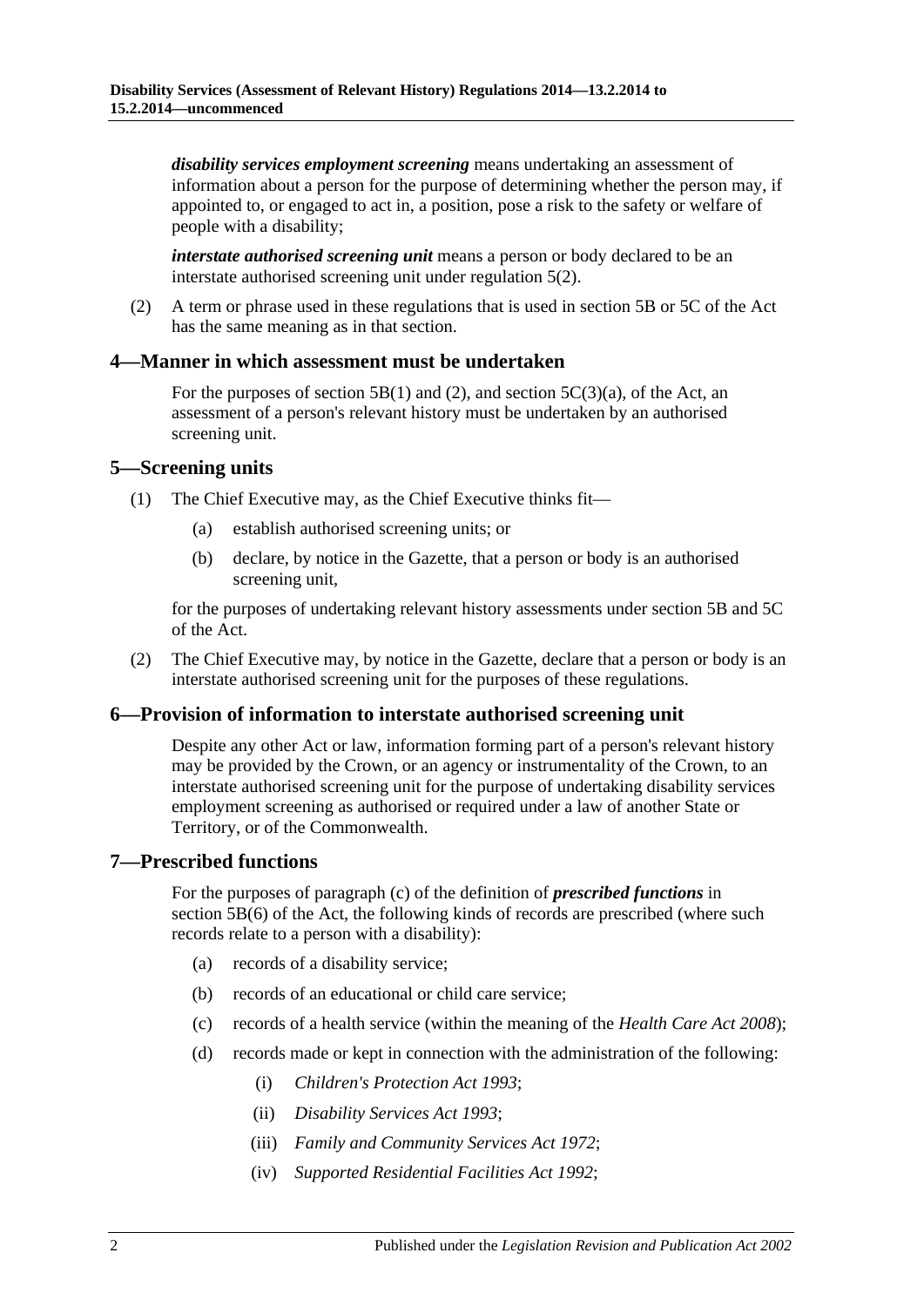***disability services employment screening*** means undertaking an assessment of information about a person for the purpose of determining whether the person may, if appointed to, or engaged to act in, a position, pose a risk to the safety or welfare of people with a disability;

***interstate authorised screening unit*** means a person or body declared to be an interstate authorised screening unit under regulation 5(2).

(2) A term or phrase used in these regulations that is used in section 5B or 5C of the Act has the same meaning as in that section.

## 4—Manner in which assessment must be undertaken

For the purposes of section 5B(1) and (2), and section 5C(3)(a), of the Act, an assessment of a person's relevant history must be undertaken by an authorised screening unit.

## 5—Screening units

(1) The Chief Executive may, as the Chief Executive thinks fit—

(a) establish authorised screening units; or

(b) declare, by notice in the Gazette, that a person or body is an authorised screening unit,

for the purposes of undertaking relevant history assessments under section 5B and 5C of the Act.

(2) The Chief Executive may, by notice in the Gazette, declare that a person or body is an interstate authorised screening unit for the purposes of these regulations.

## 6—Provision of information to interstate authorised screening unit

Despite any other Act or law, information forming part of a person's relevant history may be provided by the Crown, or an agency or instrumentality of the Crown, to an interstate authorised screening unit for the purpose of undertaking disability services employment screening as authorised or required under a law of another State or Territory, or of the Commonwealth.

## 7—Prescribed functions

For the purposes of paragraph (c) of the definition of ***prescribed functions*** in section 5B(6) of the Act, the following kinds of records are prescribed (where such records relate to a person with a disability):

(a) records of a disability service;

(b) records of an educational or child care service;

(c) records of a health service (within the meaning of the *Health Care Act 2008*);

(d) records made or kept in connection with the administration of the following:

(i) *Children's Protection Act 1993*;

(ii) *Disability Services Act 1993*;

(iii) *Family and Community Services Act 1972*;

(iv) *Supported Residential Facilities Act 1992*;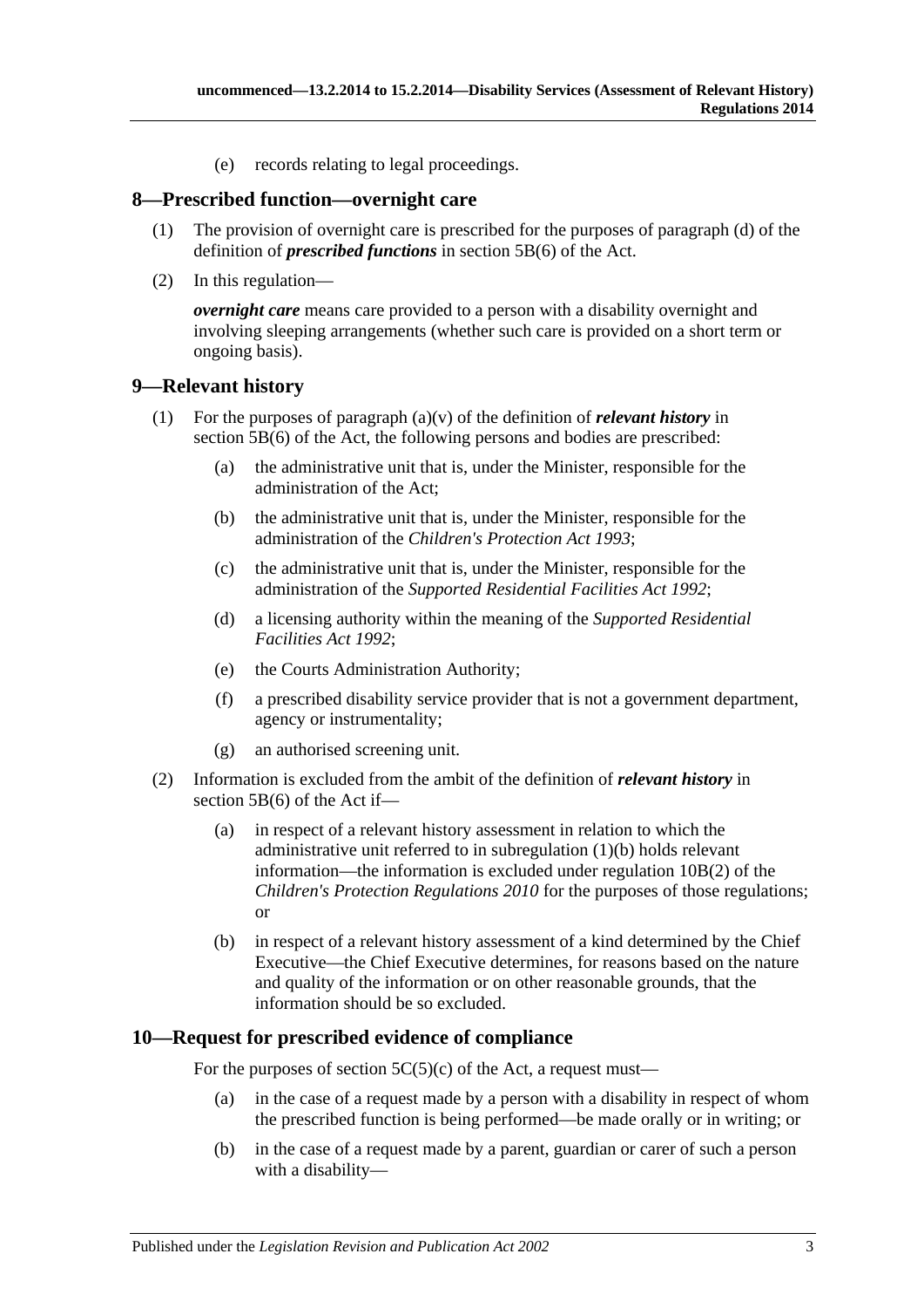(e) records relating to legal proceedings.

## 8—Prescribed function—overnight care

(1) The provision of overnight care is prescribed for the purposes of paragraph (d) of the definition of ***prescribed functions*** in section 5B(6) of the Act.

(2) In this regulation—

***overnight care*** means care provided to a person with a disability overnight and involving sleeping arrangements (whether such care is provided on a short term or ongoing basis).

## 9—Relevant history

(1) For the purposes of paragraph (a)(v) of the definition of ***relevant history*** in section 5B(6) of the Act, the following persons and bodies are prescribed:

   (a) the administrative unit that is, under the Minister, responsible for the administration of the Act;

   (b) the administrative unit that is, under the Minister, responsible for the administration of the *Children's Protection Act 1993*;

   (c) the administrative unit that is, under the Minister, responsible for the administration of the *Supported Residential Facilities Act 1992*;

   (d) a licensing authority within the meaning of the *Supported Residential Facilities Act 1992*;

   (e) the Courts Administration Authority;

   (f) a prescribed disability service provider that is not a government department, agency or instrumentality;

   (g) an authorised screening unit.

(2) Information is excluded from the ambit of the definition of ***relevant history*** in section 5B(6) of the Act if—

   (a) in respect of a relevant history assessment in relation to which the administrative unit referred to in subregulation (1)(b) holds relevant information—the information is excluded under regulation 10B(2) of the *Children's Protection Regulations 2010* for the purposes of those regulations; or

   (b) in respect of a relevant history assessment of a kind determined by the Chief Executive—the Chief Executive determines, for reasons based on the nature and quality of the information or on other reasonable grounds, that the information should be so excluded.

## 10—Request for prescribed evidence of compliance

For the purposes of section 5C(5)(c) of the Act, a request must—

   (a) in the case of a request made by a person with a disability in respect of whom the prescribed function is being performed—be made orally or in writing; or

   (b) in the case of a request made by a parent, guardian or carer of such a person with a disability—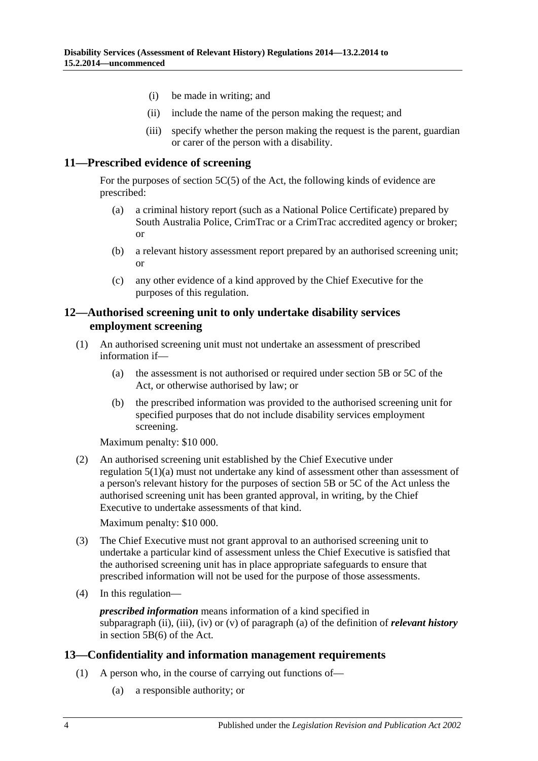(i) be made in writing; and

(ii) include the name of the person making the request; and

(iii) specify whether the person making the request is the parent, guardian or carer of the person with a disability.

## 11—Prescribed evidence of screening

For the purposes of section 5C(5) of the Act, the following kinds of evidence are prescribed:

(a) a criminal history report (such as a National Police Certificate) prepared by South Australia Police, CrimTrac or a CrimTrac accredited agency or broker; or

(b) a relevant history assessment report prepared by an authorised screening unit; or

(c) any other evidence of a kind approved by the Chief Executive for the purposes of this regulation.

## 12—Authorised screening unit to only undertake disability services employment screening

(1) An authorised screening unit must not undertake an assessment of prescribed information if—

(a) the assessment is not authorised or required under section 5B or 5C of the Act, or otherwise authorised by law; or

(b) the prescribed information was provided to the authorised screening unit for specified purposes that do not include disability services employment screening.

Maximum penalty: $10 000.

(2) An authorised screening unit established by the Chief Executive under regulation 5(1)(a) must not undertake any kind of assessment other than assessment of a person's relevant history for the purposes of section 5B or 5C of the Act unless the authorised screening unit has been granted approval, in writing, by the Chief Executive to undertake assessments of that kind.

Maximum penalty: $10 000.

(3) The Chief Executive must not grant approval to an authorised screening unit to undertake a particular kind of assessment unless the Chief Executive is satisfied that the authorised screening unit has in place appropriate safeguards to ensure that prescribed information will not be used for the purpose of those assessments.

(4) In this regulation—

***prescribed information*** means information of a kind specified in subparagraph (ii), (iii), (iv) or (v) of paragraph (a) of the definition of ***relevant history*** in section 5B(6) of the Act.

## 13—Confidentiality and information management requirements

(1) A person who, in the course of carrying out functions of—

(a) a responsible authority; or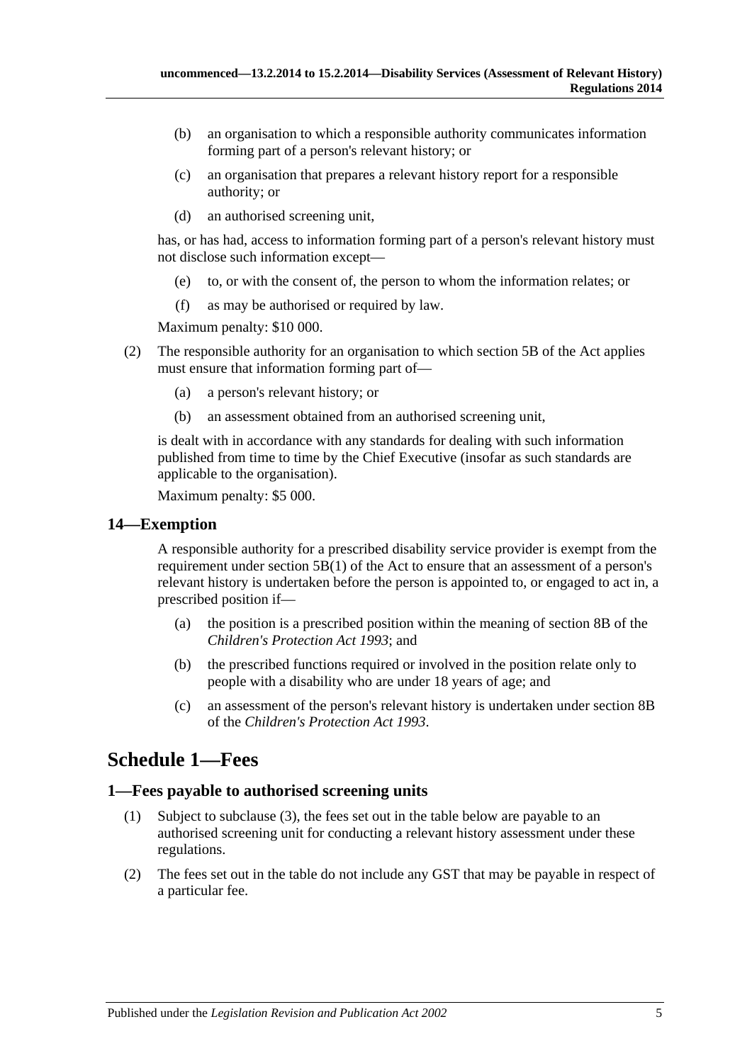(b) an organisation to which a responsible authority communicates information forming part of a person's relevant history; or

(c) an organisation that prepares a relevant history report for a responsible authority; or

(d) an authorised screening unit,

has, or has had, access to information forming part of a person's relevant history must not disclose such information except—

(e) to, or with the consent of, the person to whom the information relates; or

(f) as may be authorised or required by law.

Maximum penalty: $10 000.

(2) The responsible authority for an organisation to which section 5B of the Act applies must ensure that information forming part of—

(a) a person's relevant history; or

(b) an assessment obtained from an authorised screening unit,

is dealt with in accordance with any standards for dealing with such information published from time to time by the Chief Executive (insofar as such standards are applicable to the organisation).

Maximum penalty: $5 000.

### 14—Exemption

A responsible authority for a prescribed disability service provider is exempt from the requirement under section 5B(1) of the Act to ensure that an assessment of a person's relevant history is undertaken before the person is appointed to, or engaged to act in, a prescribed position if—

(a) the position is a prescribed position within the meaning of section 8B of the *Children's Protection Act 1993*; and

(b) the prescribed functions required or involved in the position relate only to people with a disability who are under 18 years of age; and

(c) an assessment of the person's relevant history is undertaken under section 8B of the *Children's Protection Act 1993*.

## Schedule 1—Fees

### 1—Fees payable to authorised screening units

(1) Subject to subclause (3), the fees set out in the table below are payable to an authorised screening unit for conducting a relevant history assessment under these regulations.

(2) The fees set out in the table do not include any GST that may be payable in respect of a particular fee.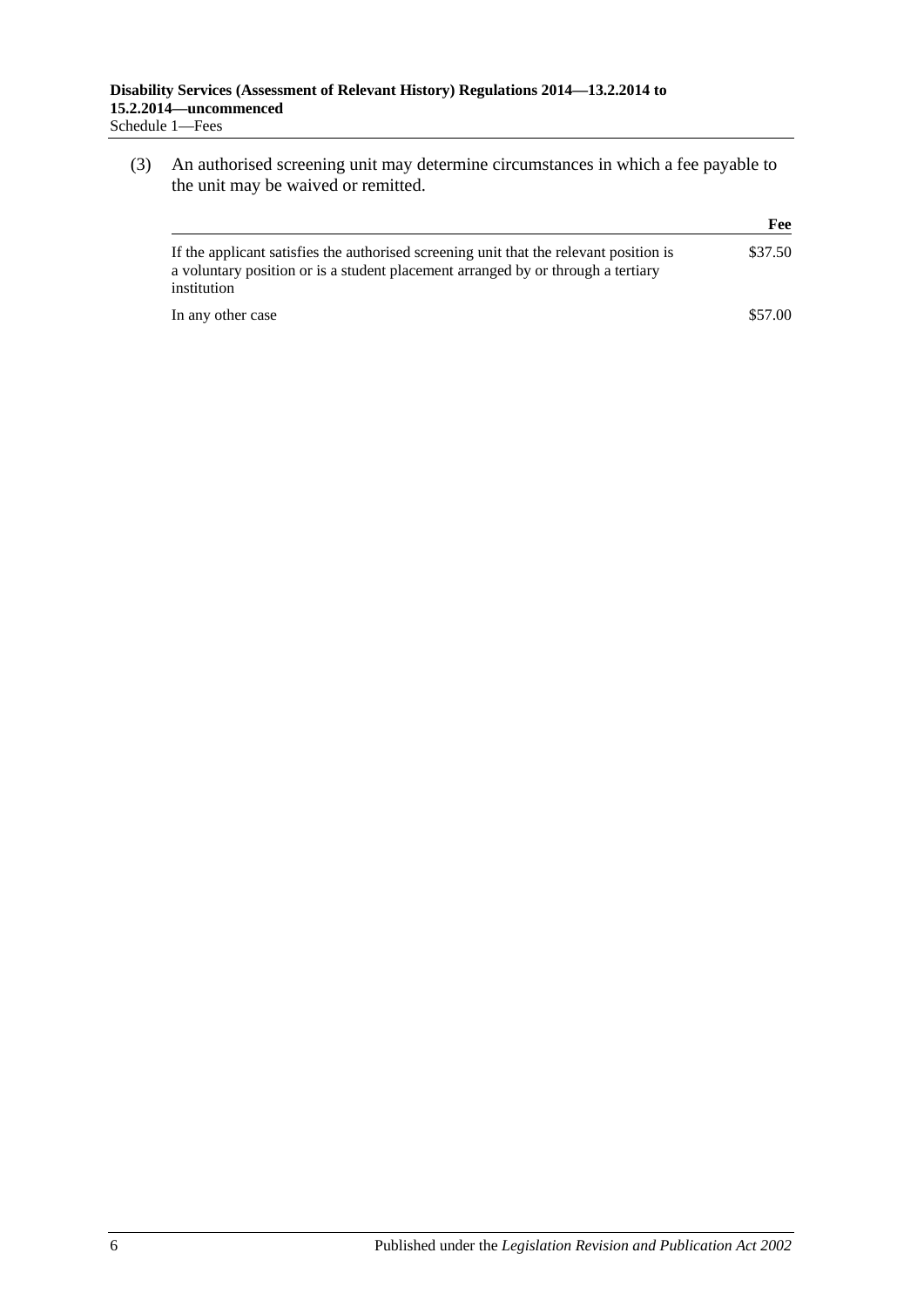(3) An authorised screening unit may determine circumstances in which a fee payable to the unit may be waived or remitted.

| | Fee |
|---|---|
| If the applicant satisfies the authorised screening unit that the relevant position is a voluntary position or is a student placement arranged by or through a tertiary institution | \$37.50 |
| In any other case | \$57.00 |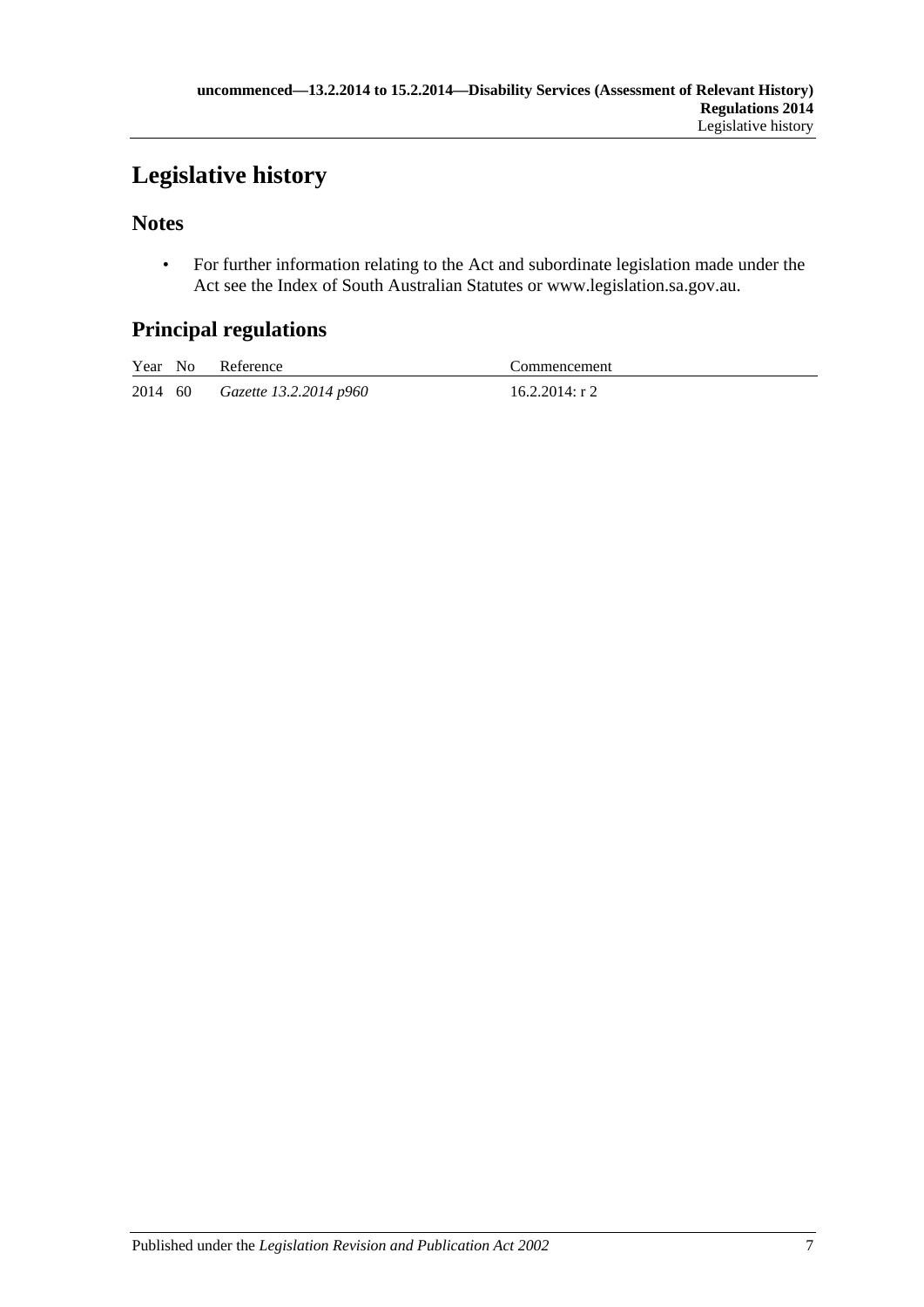# Legislative history

## Notes

- For further information relating to the Act and subordinate legislation made under the Act see the Index of South Australian Statutes or www.legislation.sa.gov.au.

## Principal regulations

| Year | No | Reference | Commencement |
|---|---|---|---|
| 2014 | 60 | *Gazette 13.2.2014 p960* | 16.2.2014: r 2 |